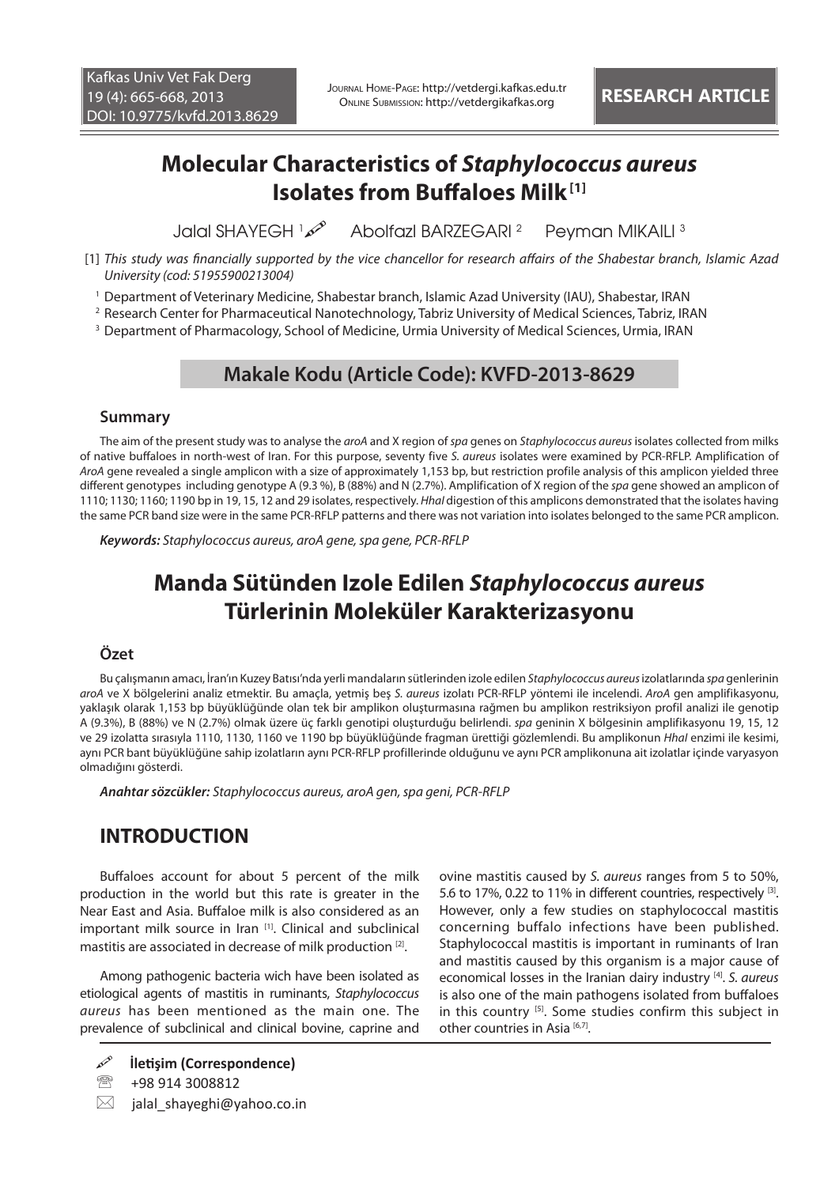# Molecular Characteristics of *Staphylococcus aureus* Isolates from Buffaloes Milk [1]

Jalal SHAYEGH [1] Abolfazl BARZEGARI [2] Peyman MIKAILI [3]

[1] *This study was financially supported by the vice chancellor for research affairs of the Shabestar branch, Islamic Azad University (cod: 51955900213004)*

[1] Department of Veterinary Medicine, Shabestar branch, Islamic Azad University (IAU), Shabestar, IRAN

[2] Research Center for Pharmaceutical Nanotechnology, Tabriz University of Medical Sciences, Tabriz, IRAN

[3] Department of Pharmacology, School of Medicine, Urmia University of Medical Sciences, Urmia, IRAN

## Makale Kodu (Article Code): KVFD-2013-8629

### Summary

The aim of the present study was to analyse the *aroA* and X region of *spa* genes on *Staphylococcus aureus* isolates collected from milks of native buffaloes in north-west of Iran. For this purpose, seventy five *S. aureus* isolates were examined by PCR-RFLP. Amplification of *AroA* gene revealed a single amplicon with a size of approximately 1,153 bp, but restriction profile analysis of this amplicon yielded three different genotypes including genotype A (9.3 %), B (88%) and N (2.7%). Amplification of X region of the *spa* gene showed an amplicon of 1110; 1130; 1160; 1190 bp in 19, 15, 12 and 29 isolates, respectively. *HhaI* digestion of this amplicons demonstrated that the isolates having the same PCR band size were in the same PCR-RFLP patterns and there was not variation into isolates belonged to the same PCR amplicon.

***Keywords:*** *Staphylococcus aureus, aroA gene, spa gene, PCR-RFLP*

# Manda Sütünden Izole Edilen *Staphylococcus aureus* Türlerinin Moleküler Karakterizasyonu

### Özet

Bu çalışmanın amacı, İran'ın Kuzey Batısı'nda yerli mandaların sütlerinden izole edilen *Staphylococcus aureus* izolatlarında *spa* genlerinin *aroA* ve X bölgelerini analiz etmektir. Bu amaçla, yetmiş beş *S. aureus* izolatı PCR-RFLP yöntemi ile incelendi. *AroA* gen amplifikasyonu, yaklaşık olarak 1,153 bp büyüklüğünde olan tek bir amplikon oluşturmasına rağmen bu amplikon restriksiyon profil analizi ile genotip A (9.3%), B (88%) ve N (2.7%) olmak üzere üç farklı genotipi oluşturduğu belirlendi. *spa* geninin X bölgesinin amplifikasyonu 19, 15, 12 ve 29 izolatta sırasıyla 1110, 1130, 1160 ve 1190 bp büyüklüğünde fragman ürettiği gözlemlendi. Bu amplikonun *HhaI* enzimi ile kesimi, aynı PCR bant büyüklüğüne sahip izolatların aynı PCR-RFLP profillerinde olduğunu ve aynı PCR amplikonuna ait izolatlar içinde varyasyon olmadığını gösterdi.

***Anahtar sözcükler:*** *Staphylococcus aureus, aroA gen, spa geni, PCR-RFLP*

## INTRODUCTION

Buffaloes account for about 5 percent of the milk production in the world but this rate is greater in the Near East and Asia. Buffaloe milk is also considered as an important milk source in Iran [1]. Clinical and subclinical mastitis are associated in decrease of milk production [2].

Among pathogenic bacteria wich have been isolated as etiological agents of mastitis in ruminants, *Staphylococcus aureus* has been mentioned as the main one. The prevalence of subclinical and clinical bovine, caprine and ovine mastitis caused by *S. aureus* ranges from 5 to 50%, 5.6 to 17%, 0.22 to 11% in different countries, respectively [3]. However, only a few studies on staphylococcal mastitis concerning buffalo infections have been published. Staphylococcal mastitis is important in ruminants of Iran and mastitis caused by this organism is a major cause of economical losses in the Iranian dairy industry [4]. *S. aureus* is also one of the main pathogens isolated from buffaloes in this country [5]. Some studies confirm this subject in other countries in Asia [6,7].

**İletişim (Correspondence)**

+98 914 3008812

jalal_shayeghi@yahoo.co.in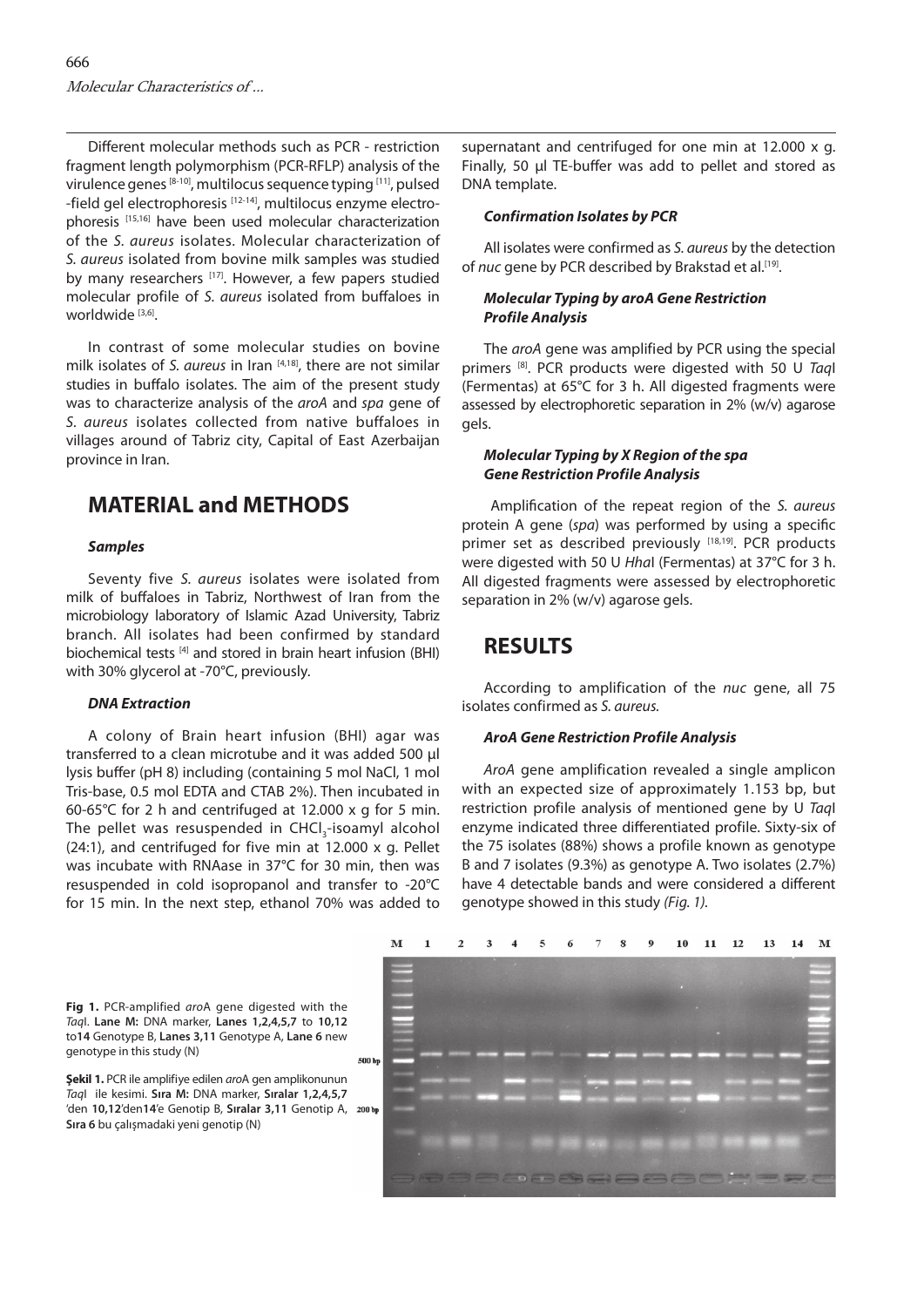Different molecular methods such as PCR - restriction fragment length polymorphism (PCR-RFLP) analysis of the virulence genes [8-10], multilocus sequence typing [11], pulsed -field gel electrophoresis [12-14], multilocus enzyme electrophoresis [15,16] have been used molecular characterization of the *S. aureus* isolates. Molecular characterization of *S. aureus* isolated from bovine milk samples was studied by many researchers [17]. However, a few papers studied molecular profile of *S. aureus* isolated from buffaloes in worldwide [3,6].

In contrast of some molecular studies on bovine milk isolates of *S. aureus* in Iran [4,18], there are not similar studies in buffalo isolates. The aim of the present study was to characterize analysis of the *aroA* and *spa* gene of *S. aureus* isolates collected from native buffaloes in villages around of Tabriz city, Capital of East Azerbaijan province in Iran.

# MATERIAL and METHODS

### Samples

Seventy five *S. aureus* isolates were isolated from milk of buffaloes in Tabriz, Northwest of Iran from the microbiology laboratory of Islamic Azad University, Tabriz branch. All isolates had been confirmed by standard biochemical tests [4] and stored in brain heart infusion (BHI) with 30% glycerol at -70°C, previously.

### DNA Extraction

A colony of Brain heart infusion (BHI) agar was transferred to a clean microtube and it was added 500 µl lysis buffer (pH 8) including (containing 5 mol NaCl, 1 mol Tris-base, 0.5 mol EDTA and CTAB 2%). Then incubated in 60-65°C for 2 h and centrifuged at 12.000 x g for 5 min. The pellet was resuspended in $CHCl_3$-isoamyl alcohol (24:1), and centrifuged for five min at 12.000 x g. Pellet was incubate with RNAase in 37°C for 30 min, then was resuspended in cold isopropanol and transfer to -20°C for 15 min. In the next step, ethanol 70% was added to supernatant and centrifuged for one min at 12.000 x g. Finally, 50 µl TE-buffer was add to pellet and stored as DNA template.

### Confirmation Isolates by PCR

All isolates were confirmed as *S. aureus* by the detection of *nuc* gene by PCR described by Brakstad et al.[19].

### Molecular Typing by aroA Gene Restriction Profile Analysis

The *aroA* gene was amplified by PCR using the special primers [8]. PCR products were digested with 50 U *Taq*I (Fermentas) at 65°C for 3 h. All digested fragments were assessed by electrophoretic separation in 2% (w/v) agarose gels.

### Molecular Typing by X Region of the spa Gene Restriction Profile Analysis

Amplification of the repeat region of the *S. aureus* protein A gene (*spa*) was performed by using a specific primer set as described previously [18,19]. PCR products were digested with 50 U *Hha*I (Fermentas) at 37°C for 3 h. All digested fragments were assessed by electrophoretic separation in 2% (w/v) agarose gels.

# RESULTS

According to amplification of the *nuc* gene, all 75 isolates confirmed as *S. aureus.*

### AroA Gene Restriction Profile Analysis

*AroA* gene amplification revealed a single amplicon with an expected size of approximately 1.153 bp, but restriction profile analysis of mentioned gene by U *Taq*I enzyme indicated three differentiated profile. Sixty-six of the 75 isolates (88%) shows a profile known as genotype B and 7 isolates (9.3%) as genotype A. Two isolates (2.7%) have 4 detectable bands and were considered a different genotype showed in this study *(Fig. 1).*

**Fig 1.** PCR-amplified *aro*A gene digested with the *Taq*I. **Lane M:** DNA marker, **Lanes 1,2,4,5,7** to **10,12** to**14** Genotype B, **Lanes 3,11** Genotype A, **Lane 6** new genotype in this study (N)

**Şekil 1.** PCR ile amplifiye edilen *aro*A gen amplikonunun *Taq*I ile kesimi. **Sıra M:** DNA marker, **Sıralar 1,2,4,5,7** 'den **10,12**'den**14**'e Genotip B, **Sıralar 3,11** Genotip A, **Sıra 6** bu çalışmadaki yeni genotip (N)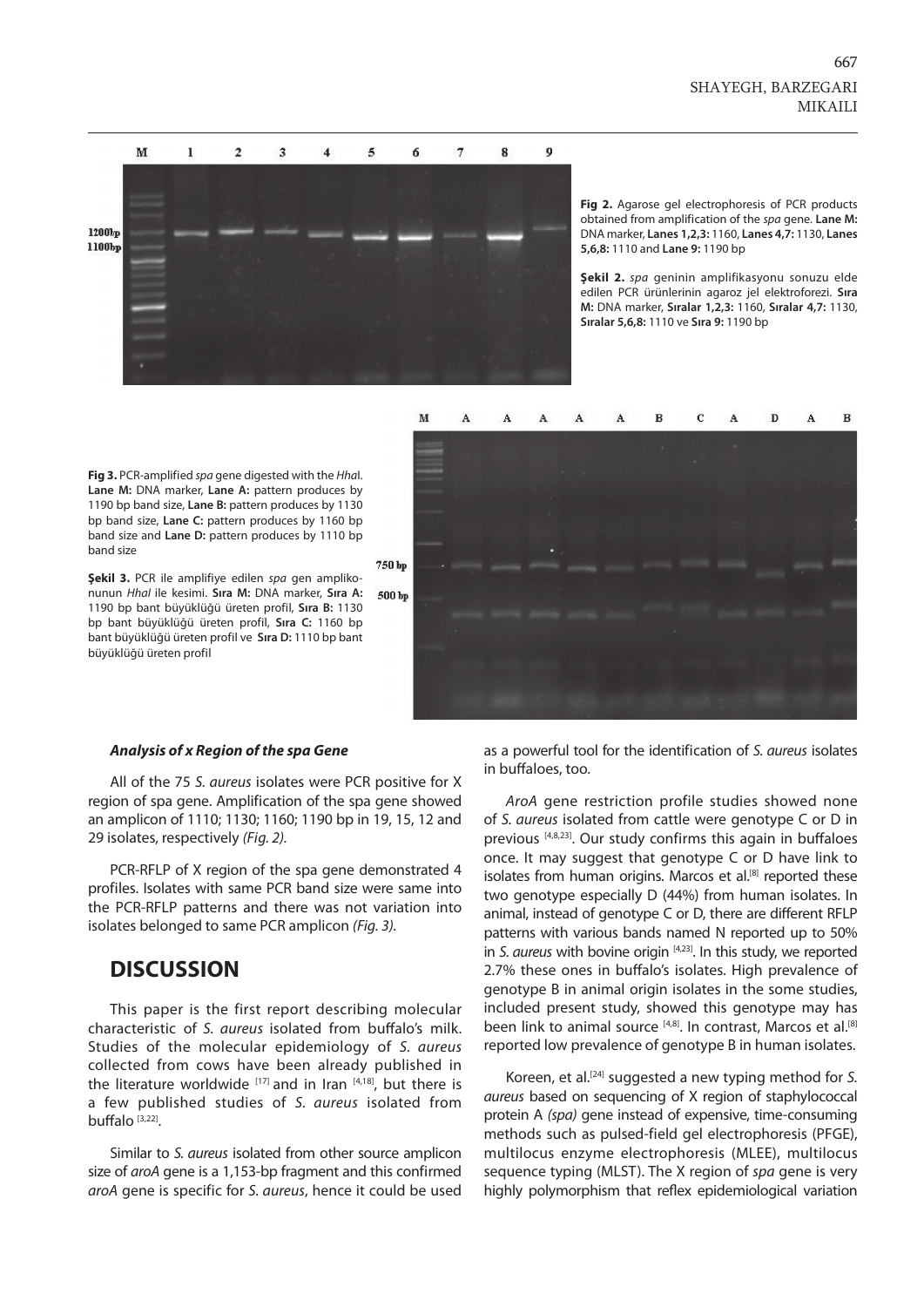**Fig 2.** Agarose gel electrophoresis of PCR products obtained from amplification of the *spa* gene. **Lane M:** DNA marker, **Lanes 1,2,3:** 1160, **Lanes 4,7:** 1130, **Lanes 5,6,8:** 1110 and **Lane 9:** 1190 bp

**Şekil 2.** *spa* geninin amplifikasyonu sonuzu elde edilen PCR ürünlerinin agaroz jel elektroforezi. **Sıra M:** DNA marker, **Sıralar 1,2,3:** 1160, **Sıralar 4,7:** 1130, **Sıralar 5,6,8:** 1110 ve **Sıra 9:** 1190 bp

**Fig 3.** PCR-amplified *spa* gene digested with the *HhaI*. **Lane M:** DNA marker, **Lane A:** pattern produces by 1190 bp band size, **Lane B:** pattern produces by 1130 bp band size, **Lane C:** pattern produces by 1160 bp band size and **Lane D:** pattern produces by 1110 bp band size

**Şekil 3.** PCR ile amplifiye edilen *spa* gen amplikonunun *HhaI* ile kesimi. **Sıra M:** DNA marker, **Sıra A:** 1190 bp bant büyüklüğü üreten profil, **Sıra B:** 1130 bp bant büyüklüğü üreten profil, **Sıra C:** 1160 bp bant büyüklüğü üreten profil ve **Sıra D:** 1110 bp bant büyüklüğü üreten profil

***Analysis of x Region of the spa Gene***

All of the 75 *S. aureus* isolates were PCR positive for X region of spa gene. Amplification of the spa gene showed an amplicon of 1110; 1130; 1160; 1190 bp in 19, 15, 12 and 29 isolates, respectively *(Fig. 2)*.

PCR-RFLP of X region of the spa gene demonstrated 4 profiles. Isolates with same PCR band size were same into the PCR-RFLP patterns and there was not variation into isolates belonged to same PCR amplicon *(Fig. 3)*.

## DISCUSSION

This paper is the first report describing molecular characteristic of *S. aureus* isolated from buffalo's milk. Studies of the molecular epidemiology of *S. aureus* collected from cows have been already published in the literature worldwide [17] and in Iran [4,18], but there is a few published studies of *S. aureus* isolated from buffalo [3,22].

Similar to *S. aureus* isolated from other source amplicon size of *aroA* gene is a 1,153-bp fragment and this confirmed *aroA* gene is specific for *S. aureus*, hence it could be used as a powerful tool for the identification of *S. aureus* isolates in buffaloes, too.

*AroA* gene restriction profile studies showed none of *S. aureus* isolated from cattle were genotype C or D in previous [4,8,23]. Our study confirms this again in buffaloes once. It may suggest that genotype C or D have link to isolates from human origins. Marcos et al.[8] reported these two genotype especially D (44%) from human isolates. In animal, instead of genotype C or D, there are different RFLP patterns with various bands named N reported up to 50% in *S. aureus* with bovine origin [4,23]. In this study, we reported 2.7% these ones in buffalo's isolates. High prevalence of genotype B in animal origin isolates in the some studies, included present study, showed this genotype may has been link to animal source [4,8]. In contrast, Marcos et al.[8] reported low prevalence of genotype B in human isolates.

Koreen, et al.[24] suggested a new typing method for *S. aureus* based on sequencing of X region of staphylococcal protein A *(spa)* gene instead of expensive, time-consuming methods such as pulsed-field gel electrophoresis (PFGE), multilocus enzyme electrophoresis (MLEE), multilocus sequence typing (MLST). The X region of *spa* gene is very highly polymorphism that reflex epidemiological variation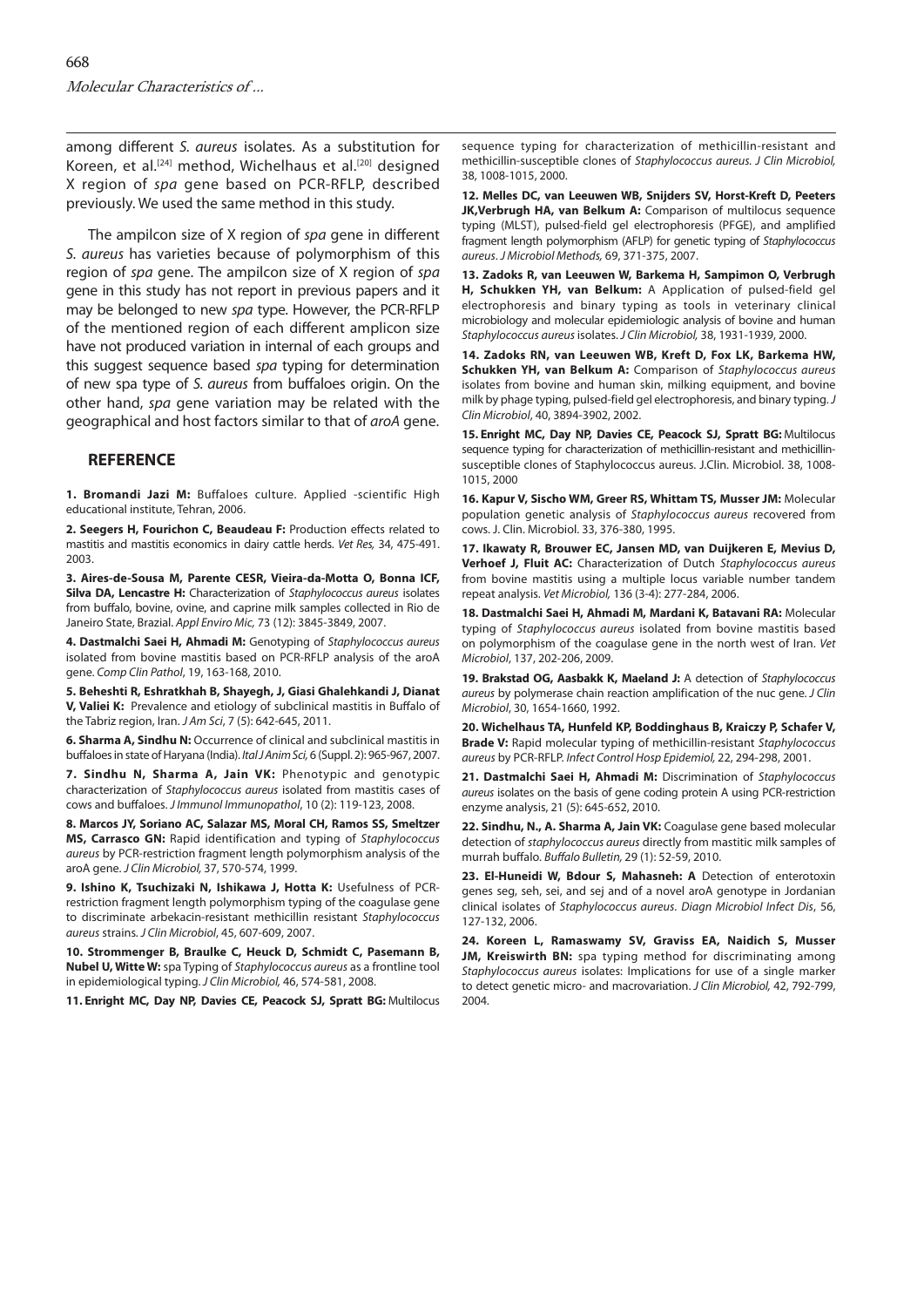among different *S. aureus* isolates. As a substitution for Koreen, et al.[24] method, Wichelhaus et al.[20] designed X region of *spa* gene based on PCR-RFLP, described previously. We used the same method in this study.

The ampilcon size of X region of *spa* gene in different *S. aureus* has varieties because of polymorphism of this region of *spa* gene. The ampilcon size of X region of *spa* gene in this study has not report in previous papers and it may be belonged to new *spa* type. However, the PCR-RFLP of the mentioned region of each different amplicon size have not produced variation in internal of each groups and this suggest sequence based *spa* typing for determination of new spa type of *S. aureus* from buffaloes origin. On the other hand, *spa* gene variation may be related with the geographical and host factors similar to that of *aroA* gene.

## REFERENCE

**1. Bromandi Jazi M:** Buffaloes culture. Applied -scientific High educational institute, Tehran, 2006.

**2. Seegers H, Fourichon C, Beaudeau F:** Production effects related to mastitis and mastitis economics in dairy cattle herds. *Vet Res,* 34, 475-491. 2003.

**3. Aires-de-Sousa M, Parente CESR, Vieira-da-Motta O, Bonna ICF, Silva DA, Lencastre H:** Characterization of *Staphylococcus aureus* isolates from buffalo, bovine, ovine, and caprine milk samples collected in Rio de Janeiro State, Brazial. *Appl Enviro Mic,* 73 (12): 3845-3849, 2007.

**4. Dastmalchi Saei H, Ahmadi M:** Genotyping of *Staphylococcus aureus* isolated from bovine mastitis based on PCR-RFLP analysis of the aroA gene. *Comp Clin Pathol*, 19, 163-168, 2010.

**5. Beheshti R, Eshratkhah B, Shayegh, J, Giasi Ghalehkandi J, Dianat V, Valiei K:** Prevalence and etiology of subclinical mastitis in Buffalo of the Tabriz region, Iran. *J Am Sci*, 7 (5): 642-645, 2011.

**6. Sharma A, Sindhu N:** Occurrence of clinical and subclinical mastitis in buffaloes in state of Haryana (India). *Ital J Anim Sci,* 6 (Suppl. 2): 965-967, 2007.

**7. Sindhu N, Sharma A, Jain VK:** Phenotypic and genotypic characterization of *Staphylococcus aureus* isolated from mastitis cases of cows and buffaloes. *J Immunol Immunopathol*, 10 (2): 119-123, 2008.

**8. Marcos JY, Soriano AC, Salazar MS, Moral CH, Ramos SS, Smeltzer MS, Carrasco GN:** Rapid identification and typing of *Staphylococcus aureus* by PCR-restriction fragment length polymorphism analysis of the aroA gene. *J Clin Microbiol,* 37, 570-574, 1999.

**9. Ishino K, Tsuchizaki N, Ishikawa J, Hotta K:** Usefulness of PCR-restriction fragment length polymorphism typing of the coagulase gene to discriminate arbekacin-resistant methicillin resistant *Staphylococcus aureus* strains. *J Clin Microbiol*, 45, 607-609, 2007.

**10. Strommenger B, Braulke C, Heuck D, Schmidt C, Pasemann B, Nubel U, Witte W:** spa Typing of *Staphylococcus aureus* as a frontline tool in epidemiological typing. *J Clin Microbiol,* 46, 574-581, 2008.

**11. Enright MC, Day NP, Davies CE, Peacock SJ, Spratt BG:** Multilocus sequence typing for characterization of methicillin-resistant and methicillin-susceptible clones of *Staphylococcus aureus*. *J Clin Microbiol,* 38, 1008-1015, 2000.

**12. Melles DC, van Leeuwen WB, Snijders SV, Horst-Kreft D, Peeters JK,Verbrugh HA, van Belkum A:** Comparison of multilocus sequence typing (MLST), pulsed-field gel electrophoresis (PFGE), and amplified fragment length polymorphism (AFLP) for genetic typing of *Staphylococcus aureus*. *J Microbiol Methods,* 69, 371-375, 2007.

**13. Zadoks R, van Leeuwen W, Barkema H, Sampimon O, Verbrugh H, Schukken YH, van Belkum:** A Application of pulsed-field gel electrophoresis and binary typing as tools in veterinary clinical microbiology and molecular epidemiologic analysis of bovine and human *Staphylococcus aureus* isolates. *J Clin Microbiol,* 38, 1931-1939, 2000.

**14. Zadoks RN, van Leeuwen WB, Kreft D, Fox LK, Barkema HW, Schukken YH, van Belkum A:** Comparison of *Staphylococcus aureus* isolates from bovine and human skin, milking equipment, and bovine milk by phage typing, pulsed-field gel electrophoresis, and binary typing. *J Clin Microbiol*, 40, 3894-3902, 2002.

**15. Enright MC, Day NP, Davies CE, Peacock SJ, Spratt BG:** Multilocus sequence typing for characterization of methicillin-resistant and methicillin-susceptible clones of Staphylococcus aureus. J.Clin. Microbiol. 38, 1008-1015, 2000

**16. Kapur V, Sischo WM, Greer RS, Whittam TS, Musser JM:** Molecular population genetic analysis of *Staphylococcus aureus* recovered from cows. J. Clin. Microbiol. 33, 376-380, 1995.

**17. Ikawaty R, Brouwer EC, Jansen MD, van Duijkeren E, Mevius D, Verhoef J, Fluit AC:** Characterization of Dutch *Staphylococcus aureus* from bovine mastitis using a multiple locus variable number tandem repeat analysis. *Vet Microbiol,* 136 (3-4): 277-284, 2006.

**18. Dastmalchi Saei H, Ahmadi M, Mardani K, Batavani RA:** Molecular typing of *Staphylococcus aureus* isolated from bovine mastitis based on polymorphism of the coagulase gene in the north west of Iran. *Vet Microbiol*, 137, 202-206, 2009.

**19. Brakstad OG, Aasbakk K, Maeland J:** A detection of *Staphylococcus aureus* by polymerase chain reaction amplification of the nuc gene. *J Clin Microbiol*, 30, 1654-1660, 1992.

**20. Wichelhaus TA, Hunfeld KP, Boddinghaus B, Kraiczy P, Schafer V, Brade V:** Rapid molecular typing of methicillin-resistant *Staphylococcus aureus* by PCR-RFLP. *Infect Control Hosp Epidemiol,* 22, 294-298, 2001.

**21. Dastmalchi Saei H, Ahmadi M:** Discrimination of *Staphylococcus aureus* isolates on the basis of gene coding protein A using PCR-restriction enzyme analysis, 21 (5): 645-652, 2010.

**22. Sindhu, N., A. Sharma A, Jain VK:** Coagulase gene based molecular detection of *staphylococcus aureus* directly from mastitic milk samples of murrah buffalo. *Buffalo Bulletin,* 29 (1): 52-59, 2010.

**23. El-Huneidi W, Bdour S, Mahasneh: A** Detection of enterotoxin genes seg, seh, sei, and sej and of a novel aroA genotype in Jordanian clinical isolates of *Staphylococcus aureus*. *Diagn Microbiol Infect Dis*, 56, 127-132, 2006.

**24. Koreen L, Ramaswamy SV, Graviss EA, Naidich S, Musser JM, Kreiswirth BN:** spa typing method for discriminating among *Staphylococcus aureus* isolates: Implications for use of a single marker to detect genetic micro- and macrovariation. *J Clin Microbiol,* 42, 792-799, 2004.